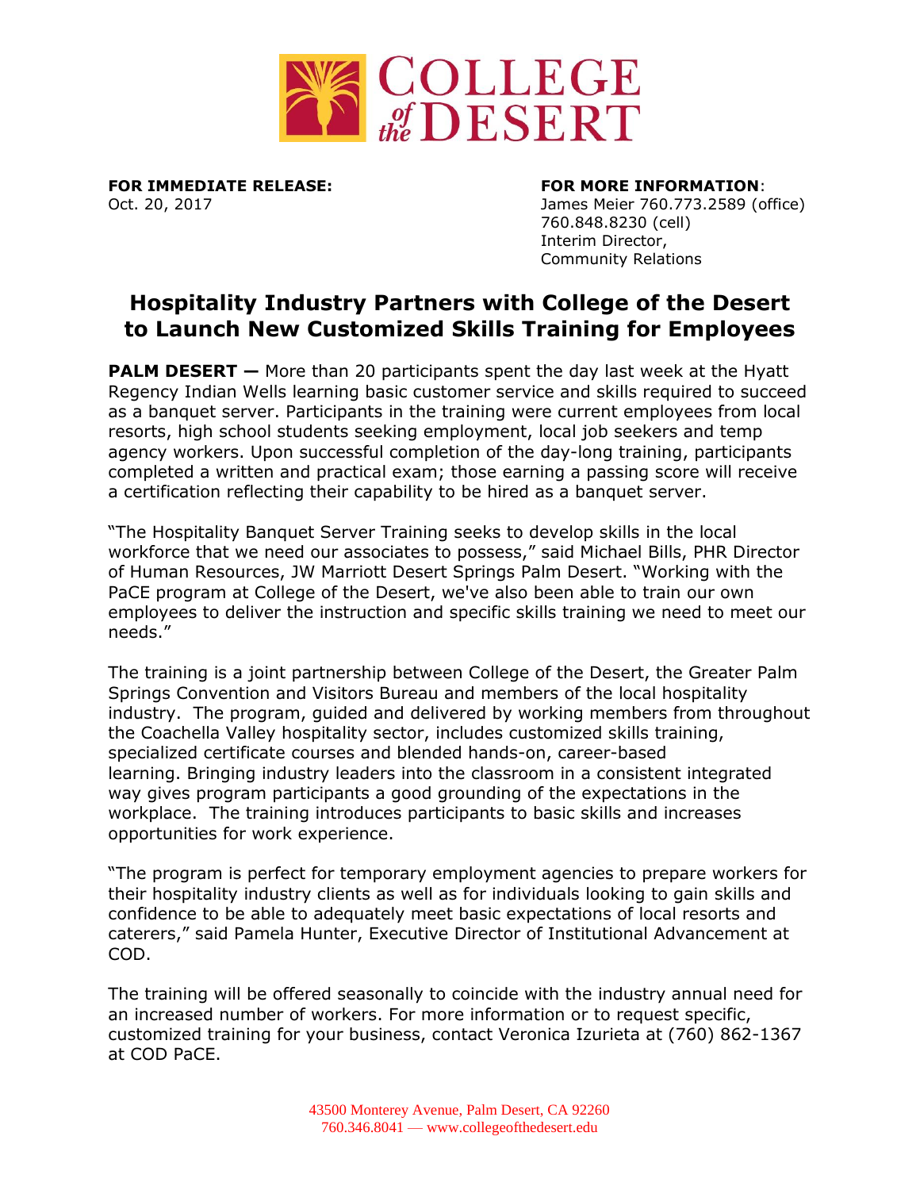COLLEGE *of the* DESERT

**FOR IMMEDIATE RELEASE:**
Oct. 20, 2017

**FOR MORE INFORMATION**:
James Meier 760.773.2589 (office)
760.848.8230 (cell)
Interim Director,
Community Relations

# Hospitality Industry Partners with College of the Desert to Launch New Customized Skills Training for Employees

**PALM DESERT —** More than 20 participants spent the day last week at the Hyatt Regency Indian Wells learning basic customer service and skills required to succeed as a banquet server. Participants in the training were current employees from local resorts, high school students seeking employment, local job seekers and temp agency workers. Upon successful completion of the day-long training, participants completed a written and practical exam; those earning a passing score will receive a certification reflecting their capability to be hired as a banquet server.

"The Hospitality Banquet Server Training seeks to develop skills in the local workforce that we need our associates to possess," said Michael Bills, PHR Director of Human Resources, JW Marriott Desert Springs Palm Desert. "Working with the PaCE program at College of the Desert, we've also been able to train our own employees to deliver the instruction and specific skills training we need to meet our needs."

The training is a joint partnership between College of the Desert, the Greater Palm Springs Convention and Visitors Bureau and members of the local hospitality industry. The program, guided and delivered by working members from throughout the Coachella Valley hospitality sector, includes customized skills training, specialized certificate courses and blended hands-on, career-based learning. Bringing industry leaders into the classroom in a consistent integrated way gives program participants a good grounding of the expectations in the workplace. The training introduces participants to basic skills and increases opportunities for work experience.

"The program is perfect for temporary employment agencies to prepare workers for their hospitality industry clients as well as for individuals looking to gain skills and confidence to be able to adequately meet basic expectations of local resorts and caterers," said Pamela Hunter, Executive Director of Institutional Advancement at COD.

The training will be offered seasonally to coincide with the industry annual need for an increased number of workers. For more information or to request specific, customized training for your business, contact Veronica Izurieta at (760) 862-1367 at COD PaCE.

43500 Monterey Avenue, Palm Desert, CA 92260
760.346.8041 — www.collegeofthedesert.edu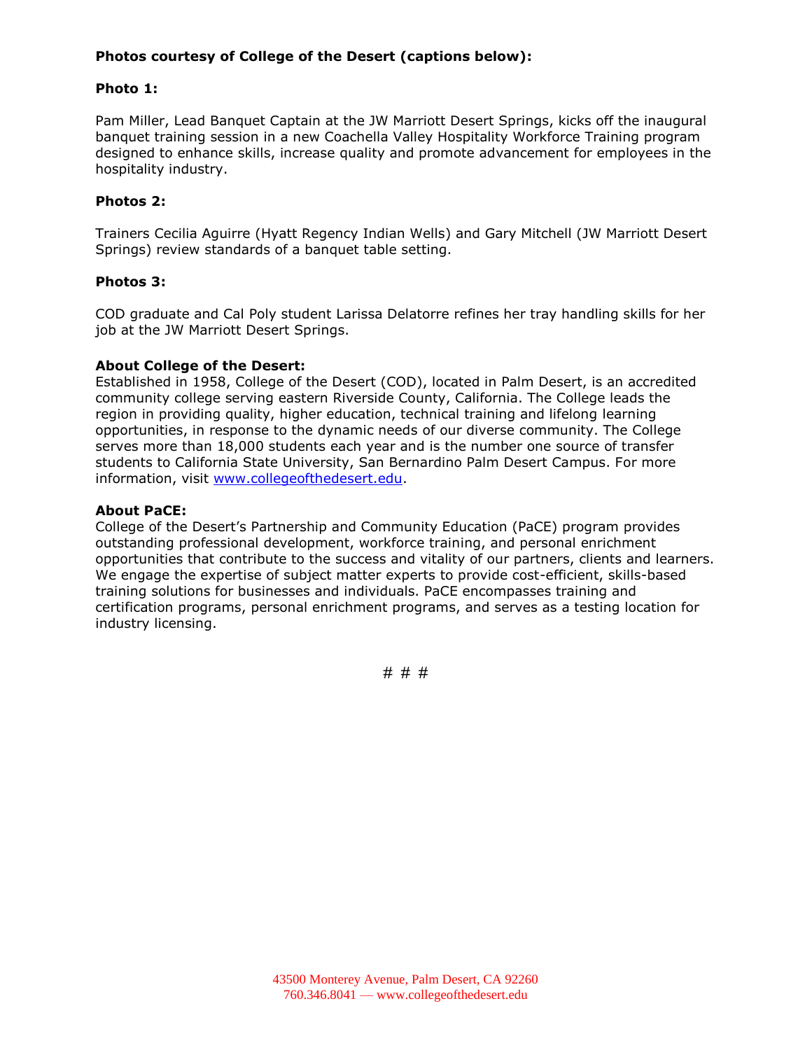**Photos courtesy of College of the Desert (captions below):**

**Photo 1:**

Pam Miller, Lead Banquet Captain at the JW Marriott Desert Springs, kicks off the inaugural banquet training session in a new Coachella Valley Hospitality Workforce Training program designed to enhance skills, increase quality and promote advancement for employees in the hospitality industry.

**Photos 2:**

Trainers Cecilia Aguirre (Hyatt Regency Indian Wells) and Gary Mitchell (JW Marriott Desert Springs) review standards of a banquet table setting.

**Photos 3:**

COD graduate and Cal Poly student Larissa Delatorre refines her tray handling skills for her job at the JW Marriott Desert Springs.

**About College of the Desert:**
Established in 1958, College of the Desert (COD), located in Palm Desert, is an accredited community college serving eastern Riverside County, California. The College leads the region in providing quality, higher education, technical training and lifelong learning opportunities, in response to the dynamic needs of our diverse community. The College serves more than 18,000 students each year and is the number one source of transfer students to California State University, San Bernardino Palm Desert Campus. For more information, visit www.collegeofthedesert.edu.

**About PaCE:**
College of the Desert's Partnership and Community Education (PaCE) program provides outstanding professional development, workforce training, and personal enrichment opportunities that contribute to the success and vitality of our partners, clients and learners. We engage the expertise of subject matter experts to provide cost-efficient, skills-based training solutions for businesses and individuals. PaCE encompasses training and certification programs, personal enrichment programs, and serves as a testing location for industry licensing.

# # #

43500 Monterey Avenue, Palm Desert, CA 92260
760.346.8041 — www.collegeofthedesert.edu